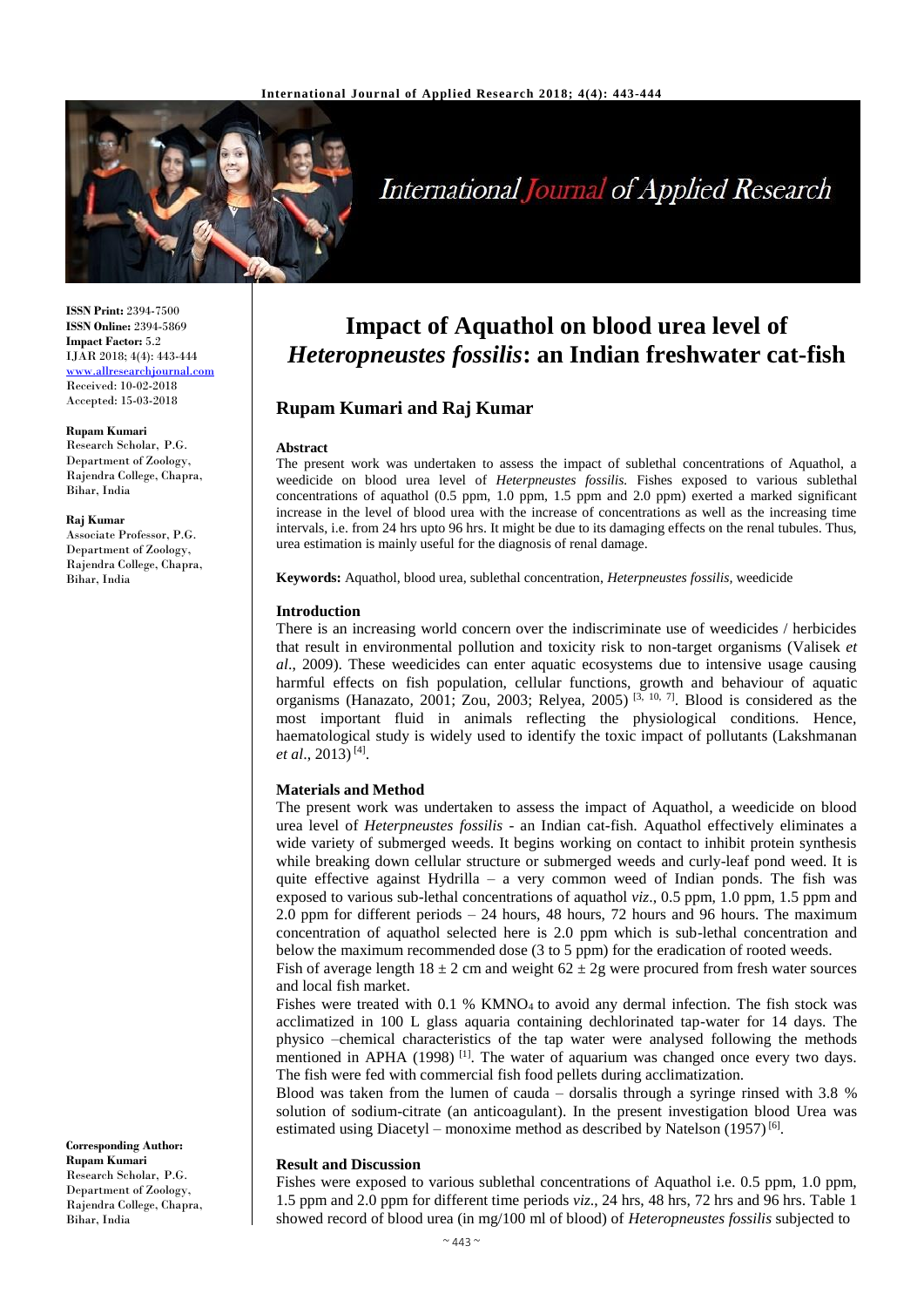# Impact of Aquathol on blood urea level of *Heteropneustes fossilis*: an Indian freshwater cat-fish

## Rupam Kumari and Raj Kumar

ISSN Print: 2394-7500
ISSN Online: 2394-5869
Impact Factor: 5.2
IJAR 2018; 4(4): 443-444
www.allresearchjournal.com
Received: 10-02-2018
Accepted: 15-03-2018

**Rupam Kumari**
Research Scholar, P.G. Department of Zoology, Rajendra College, Chapra, Bihar, India

**Raj Kumar**
Associate Professor, P.G. Department of Zoology, Rajendra College, Chapra, Bihar, India

**Corresponding Author:**
**Rupam Kumari**
Research Scholar, P.G. Department of Zoology, Rajendra College, Chapra, Bihar, India

### Abstract

The present work was undertaken to assess the impact of sublethal concentrations of Aquathol, a weedicide on blood urea level of *Heterpneustes fossilis.* Fishes exposed to various sublethal concentrations of aquathol (0.5 ppm, 1.0 ppm, 1.5 ppm and 2.0 ppm) exerted a marked significant increase in the level of blood urea with the increase of concentrations as well as the increasing time intervals, i.e. from 24 hrs upto 96 hrs. It might be due to its damaging effects on the renal tubules. Thus, urea estimation is mainly useful for the diagnosis of renal damage.

**Keywords:** Aquathol, blood urea, sublethal concentration, *Heterpneustes fossilis,* weedicide

### Introduction

There is an increasing world concern over the indiscriminate use of weedicides / herbicides that result in environmental pollution and toxicity risk to non-target organisms (Valisek *et al*., 2009). These weedicides can enter aquatic ecosystems due to intensive usage causing harmful effects on fish population, cellular functions, growth and behaviour of aquatic organisms (Hanazato, 2001; Zou, 2003; Relyea, 2005) [3, 10, 7]. Blood is considered as the most important fluid in animals reflecting the physiological conditions. Hence, haematological study is widely used to identify the toxic impact of pollutants (Lakshmanan *et al*., 2013) [4].

### Materials and Method

The present work was undertaken to assess the impact of Aquathol, a weedicide on blood urea level of *Heterpneustes fossilis* - an Indian cat-fish. Aquathol effectively eliminates a wide variety of submerged weeds. It begins working on contact to inhibit protein synthesis while breaking down cellular structure or submerged weeds and curly-leaf pond weed. It is quite effective against Hydrilla – a very common weed of Indian ponds. The fish was exposed to various sub-lethal concentrations of aquathol *viz*., 0.5 ppm, 1.0 ppm, 1.5 ppm and 2.0 ppm for different periods – 24 hours, 48 hours, 72 hours and 96 hours. The maximum concentration of aquathol selected here is 2.0 ppm which is sub-lethal concentration and below the maximum recommended dose (3 to 5 ppm) for the eradication of rooted weeds.

Fish of average length 18 ± 2 cm and weight 62 ± 2g were procured from fresh water sources and local fish market.

Fishes were treated with 0.1 % $KMNO_4$ to avoid any dermal infection. The fish stock was acclimatized in 100 L glass aquaria containing dechlorinated tap-water for 14 days. The physico –chemical characteristics of the tap water were analysed following the methods mentioned in APHA (1998) [1]. The water of aquarium was changed once every two days. The fish were fed with commercial fish food pellets during acclimatization.

Blood was taken from the lumen of cauda – dorsalis through a syringe rinsed with 3.8 % solution of sodium-citrate (an anticoagulant). In the present investigation blood Urea was estimated using Diacetyl – monoxime method as described by Natelson (1957) [6].

### Result and Discussion

Fishes were exposed to various sublethal concentrations of Aquathol i.e. 0.5 ppm, 1.0 ppm, 1.5 ppm and 2.0 ppm for different time periods *viz*., 24 hrs, 48 hrs, 72 hrs and 96 hrs. Table 1 showed record of blood urea (in mg/100 ml of blood) of *Heteropneustes fossilis* subjected to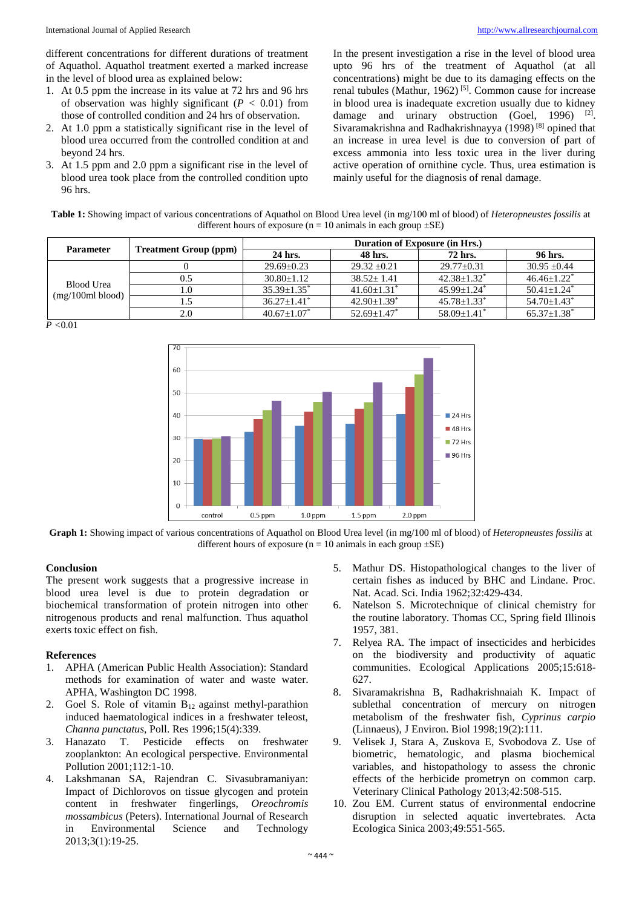different concentrations for different durations of treatment of Aquathol. Aquathol treatment exerted a marked increase in the level of blood urea as explained below:

1. At 0.5 ppm the increase in its value at 72 hrs and 96 hrs of observation was highly significant ($P < 0.01$) from those of controlled condition and 24 hrs of observation.
2. At 1.0 ppm a statistically significant rise in the level of blood urea occurred from the controlled condition at and beyond 24 hrs.
3. At 1.5 ppm and 2.0 ppm a significant rise in the level of blood urea took place from the controlled condition upto 96 hrs.

In the present investigation a rise in the level of blood urea upto 96 hrs of the treatment of Aquathol (at all concentrations) might be due to its damaging effects on the renal tubules (Mathur, 1962) [5]. Common cause for increase in blood urea is inadequate excretion usually due to kidney damage and urinary obstruction (Goel, 1996) [2]. Sivaramakrishna and Radhakrishnayya (1998) [8] opined that an increase in urea level is due to conversion of part of excess ammonia into less toxic urea in the liver during active operation of ornithine cycle. Thus, urea estimation is mainly useful for the diagnosis of renal damage.

**Table 1:** Showing impact of various concentrations of Aquathol on Blood Urea level (in mg/100 ml of blood) of *Heteropneustes fossilis* at different hours of exposure (n = 10 animals in each group ±SE)

| Parameter | Treatment Group (ppm) | Duration of Exposure (in Hrs.) | | | |
|---|---|---|---|---|---|
| | | 24 hrs. | 48 hrs. | 72 hrs. | 96 hrs. |
| Blood Urea (mg/100ml blood) | 0 | 29.69±0.23 | 29.32 ±0.21 | 29.77±0.31 | 30.95 ±0.44 |
| | 0.5 | 30.80±1.12 | 38.52± 1.41 | 42.38±1.32* | 46.46±1.22* |
| | 1.0 | 35.39±1.35* | 41.60±1.31* | 45.99±1.24* | 50.41±1.24* |
| | 1.5 | 36.27±1.41* | 42.90±1.39* | 45.78±1.33* | 54.70±1.43* |
| | 2.0 | 40.67±1.07* | 52.69±1.47* | 58.09±1.41* | 65.37±1.38* |

$P < 0.01$

70
60
50
40
30
20
10
0
control
0.5 ppm
1.0 ppm
1.5 ppm
2.0 ppm
24 Hrs
48 Hrs
72 Hrs
96 Hrs

**Graph 1:** Showing impact of various concentrations of Aquathol on Blood Urea level (in mg/100 ml of blood) of *Heteropneustes fossilis* at different hours of exposure (n = 10 animals in each group ±SE)

## Conclusion

The present work suggests that a progressive increase in blood urea level is due to protein degradation or biochemical transformation of protein nitrogen into other nitrogenous products and renal malfunction. Thus aquathol exerts toxic effect on fish.

## References

1. APHA (American Public Health Association): Standard methods for examination of water and waste water. APHA, Washington DC 1998.
2. Goel S. Role of vitamin $B_{12}$ against methyl-parathion induced haematological indices in a freshwater teleost, *Channa punctatus*, Poll. Res 1996;15(4):339.
3. Hanazato T. Pesticide effects on freshwater zooplankton: An ecological perspective. Environmental Pollution 2001;112:1-10.
4. Lakshmanan SA, Rajendran C. Sivasubramaniyan: Impact of Dichlorovos on tissue glycogen and protein content in freshwater fingerlings, *Oreochromis mossambicus* (Peters). International Journal of Research in Environmental Science and Technology 2013;3(1):19-25.
5. Mathur DS. Histopathological changes to the liver of certain fishes as induced by BHC and Lindane. Proc. Nat. Acad. Sci. India 1962;32:429-434.
6. Natelson S. Microtechnique of clinical chemistry for the routine laboratory. Thomas CC, Spring field Illinois 1957, 381.
7. Relyea RA. The impact of insecticides and herbicides on the biodiversity and productivity of aquatic communities. Ecological Applications 2005;15:618-627.
8. Sivaramakrishna B, Radhakrishnaiah K. Impact of sublethal concentration of mercury on nitrogen metabolism of the freshwater fish, *Cyprinus carpio* (Linnaeus), J Environ. Biol 1998;19(2):111.
9. Velisek J, Stara A, Zuskova E, Svobodova Z. Use of biometric, hematologic, and plasma biochemical variables, and histopathology to assess the chronic effects of the herbicide prometryn on common carp. Veterinary Clinical Pathology 2013;42:508-515.
10. Zou EM. Current status of environmental endocrine disruption in selected aquatic invertebrates. Acta Ecologica Sinica 2003;49:551-565.